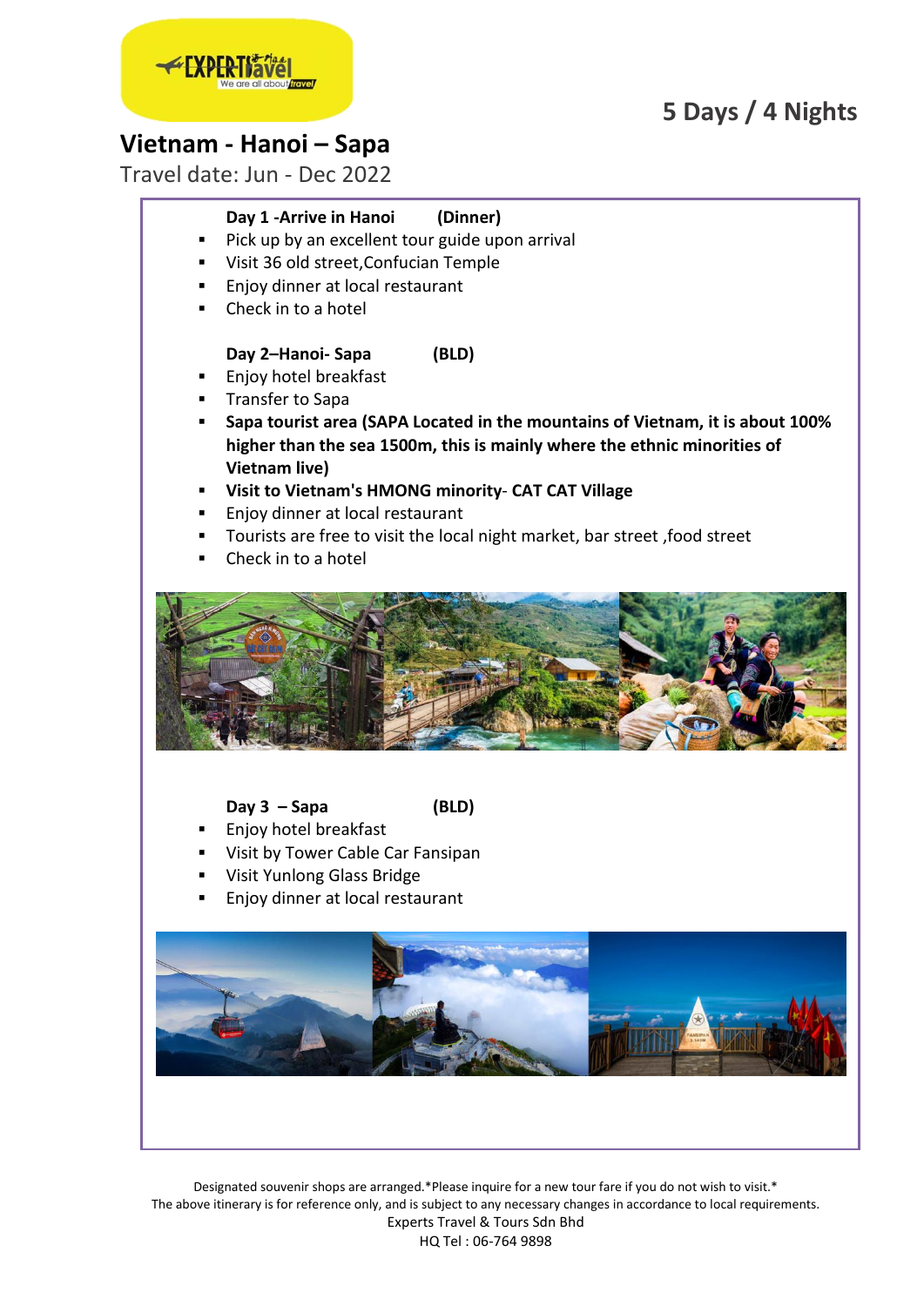# 5 Days / 4 Nights

## Vietnam - Hanoi – Sapa

Travel date: Jun - Dec 2022

**Day 1 -Arrive in Hanoi (Dinner)**

- Pick up by an excellent tour guide upon arrival
- Visit 36 old street,Confucian Temple
- Enjoy dinner at local restaurant
- Check in to a hotel

**Day 2–Hanoi- Sapa (BLD)**

- Enjoy hotel breakfast
- Transfer to Sapa
- **Sapa tourist area (SAPA Located in the mountains of Vietnam, it is about 100% higher than the sea 1500m, this is mainly where the ethnic minorities of Vietnam live)**
- **Visit to Vietnam's HMONG minority**- **CAT CAT Village**
- Enjoy dinner at local restaurant
- Tourists are free to visit the local night market, bar street ,food street
- Check in to a hotel

**Day 3 – Sapa (BLD)**

- Enjoy hotel breakfast
- Visit by Tower Cable Car Fansipan
- Visit Yunlong Glass Bridge
- Enjoy dinner at local restaurant

Designated souvenir shops are arranged.*Please inquire for a new tour fare if you do not wish to visit.*
The above itinerary is for reference only, and is subject to any necessary changes in accordance to local requirements.
Experts Travel & Tours Sdn Bhd
HQ Tel : 06-764 9898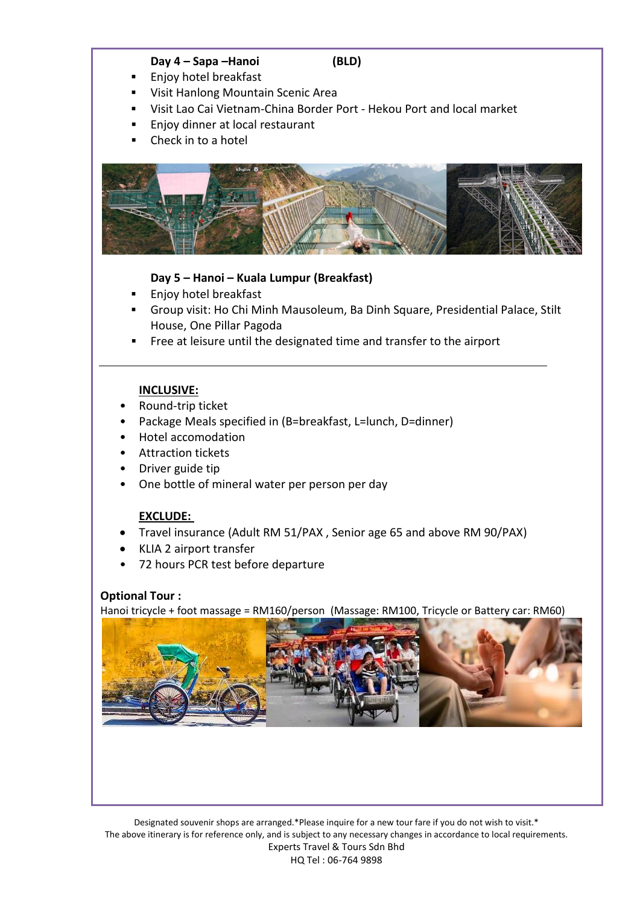**Day 4 – Sapa –Hanoi (BLD)**

- Enjoy hotel breakfast
- Visit Hanlong Mountain Scenic Area
- Visit Lao Cai Vietnam-China Border Port - Hekou Port and local market
- Enjoy dinner at local restaurant
- Check in to a hotel

**Day 5 – Hanoi – Kuala Lumpur (Breakfast)**

- Enjoy hotel breakfast
- Group visit: Ho Chi Minh Mausoleum, Ba Dinh Square, Presidential Palace, Stilt House, One Pillar Pagoda
- Free at leisure until the designated time and transfer to the airport

---

**INCLUSIVE:**

- Round-trip ticket
- Package Meals specified in (B=breakfast, L=lunch, D=dinner)
- Hotel accomodation
- Attraction tickets
- Driver guide tip
- One bottle of mineral water per person per day

**EXCLUDE:**

- Travel insurance (Adult RM 51/PAX , Senior age 65 and above RM 90/PAX)
- KLIA 2 airport transfer
- 72 hours PCR test before departure

**Optional Tour :**

Hanoi tricycle + foot massage = RM160/person (Massage: RM100, Tricycle or Battery car: RM60)

Designated souvenir shops are arranged.*Please inquire for a new tour fare if you do not wish to visit.*
The above itinerary is for reference only, and is subject to any necessary changes in accordance to local requirements.
Experts Travel & Tours Sdn Bhd
HQ Tel : 06-764 9898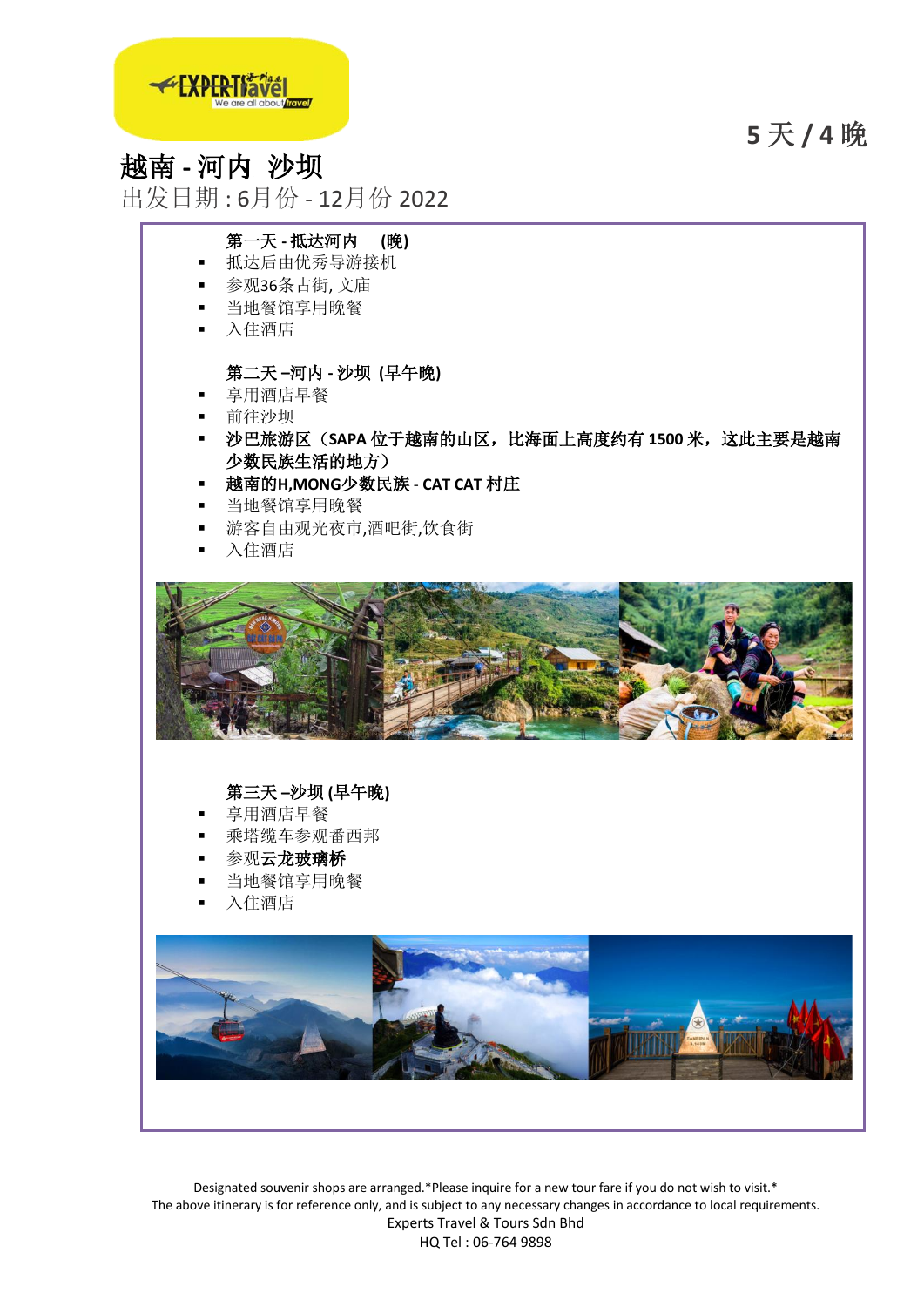5 天 / 4 晚

# 越南 - 河内 沙坝

出发日期 : 6月份 - 12月份 2022

**第一天 - 抵达河内 (晚)**

- 抵达后由优秀导游接机
- 参观36条古街, 文庙
- 当地餐馆享用晚餐
- 入住酒店

**第二天 –河内 - 沙坝 (早午晚)**

- 享用酒店早餐
- 前往沙坝
- **沙巴旅游区（SAPA 位于越南的山区，比海面上高度约有 1500 米，这此主要是越南少数民族生活的地方）**
- **越南的H,MONG少数民族 - CAT CAT 村庄**
- 当地餐馆享用晚餐
- 游客自由观光夜市,酒吧街,饮食街
- 入住酒店

**第三天 –沙坝 (早午晚)**

- 享用酒店早餐
- 乘塔缆车参观番西邦
- 参观**云龙玻璃桥**
- 当地餐馆享用晚餐
- 入住酒店

Designated souvenir shops are arranged.*Please inquire for a new tour fare if you do not wish to visit.*
The above itinerary is for reference only, and is subject to any necessary changes in accordance to local requirements.
Experts Travel & Tours Sdn Bhd
HQ Tel : 06-764 9898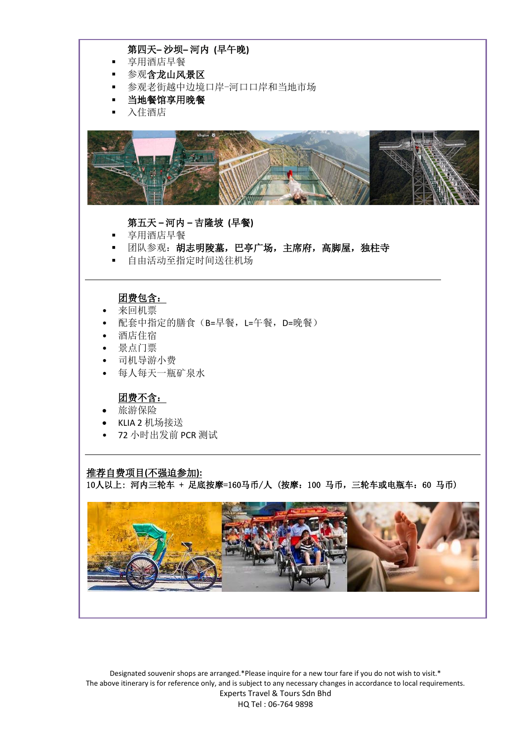**第四天– 沙坝– 河内 (早午晚)**

- 享用酒店早餐
- 参观**含龙山风景区**
- 参观老街越中边境口岸-河口口岸和当地市场
- **当地餐馆享用晚餐**
- 入住酒店

**第五天 – 河内 – 吉隆坡 (早餐)**

- 享用酒店早餐
- 团队参观：**胡志明陵墓，巴亭广场，主席府，高脚屋，独柱寺**
- 自由活动至指定时间送往机场

---

**团费包含：**

- 来回机票
- 配套中指定的膳食（B=早餐，L=午餐，D=晚餐）
- 酒店住宿
- 景点门票
- 司机导游小费
- 每人每天一瓶矿泉水

**团费不含：**

- 旅游保险
- KLIA 2 机场接送
- 72 小时出发前 PCR 测试

---

**推荐自费项目(不强迫参加):**

10人以上: 河内三轮车 + 足底按摩=160马币/人 (按摩: 100 马币，三轮车或电瓶车: 60 马币)

Designated souvenir shops are arranged.*Please inquire for a new tour fare if you do not wish to visit.*
The above itinerary is for reference only, and is subject to any necessary changes in accordance to local requirements.
Experts Travel & Tours Sdn Bhd
HQ Tel : 06-764 9898